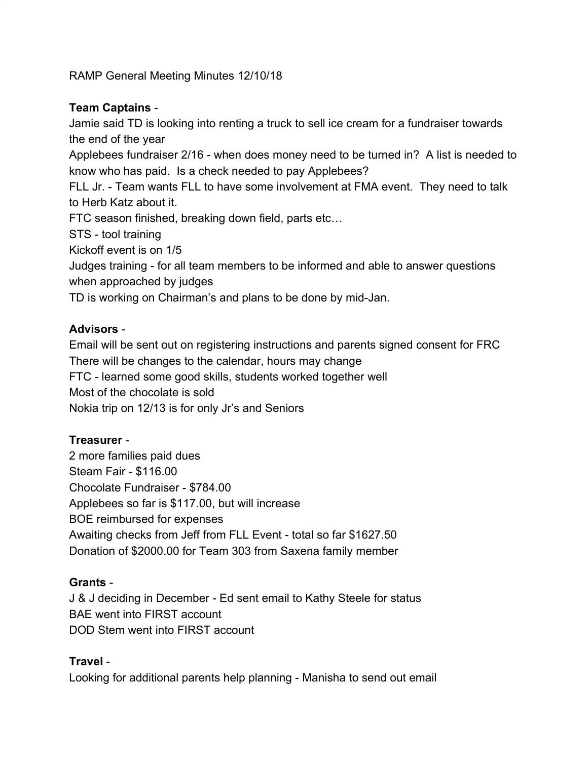RAMP General Meeting Minutes 12/10/18

**Team Captains** -

Jamie said TD is looking into renting a truck to sell ice cream for a fundraiser towards the end of the year

Applebees fundraiser 2/16 - when does money need to be turned in? A list is needed to know who has paid. Is a check needed to pay Applebees?

FLL Jr. - Team wants FLL to have some involvement at FMA event. They need to talk to Herb Katz about it.

FTC season finished, breaking down field, parts etc…

STS - tool training

Kickoff event is on 1/5

Judges training - for all team members to be informed and able to answer questions when approached by judges

TD is working on Chairman's and plans to be done by mid-Jan.

**Advisors** -

Email will be sent out on registering instructions and parents signed consent for FRC

There will be changes to the calendar, hours may change

FTC - learned some good skills, students worked together well

Most of the chocolate is sold

Nokia trip on 12/13 is for only Jr's and Seniors

**Treasurer** -

2 more families paid dues

Steam Fair - $116.00

Chocolate Fundraiser - $784.00

Applebees so far is $117.00, but will increase

BOE reimbursed for expenses

Awaiting checks from Jeff from FLL Event - total so far $1627.50

Donation of $2000.00 for Team 303 from Saxena family member

**Grants** -

J & J deciding in December - Ed sent email to Kathy Steele for status

BAE went into FIRST account

DOD Stem went into FIRST account

**Travel** -

Looking for additional parents help planning - Manisha to send out email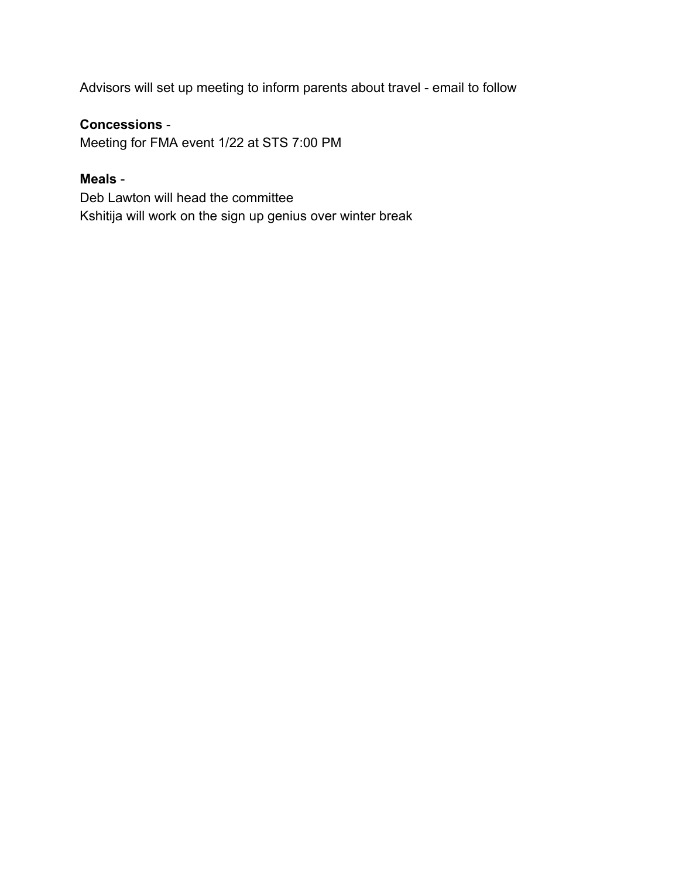Advisors will set up meeting to inform parents about travel - email to follow

**Concessions** -
Meeting for FMA event 1/22 at STS 7:00 PM

**Meals** -
Deb Lawton will head the committee
Kshitija will work on the sign up genius over winter break